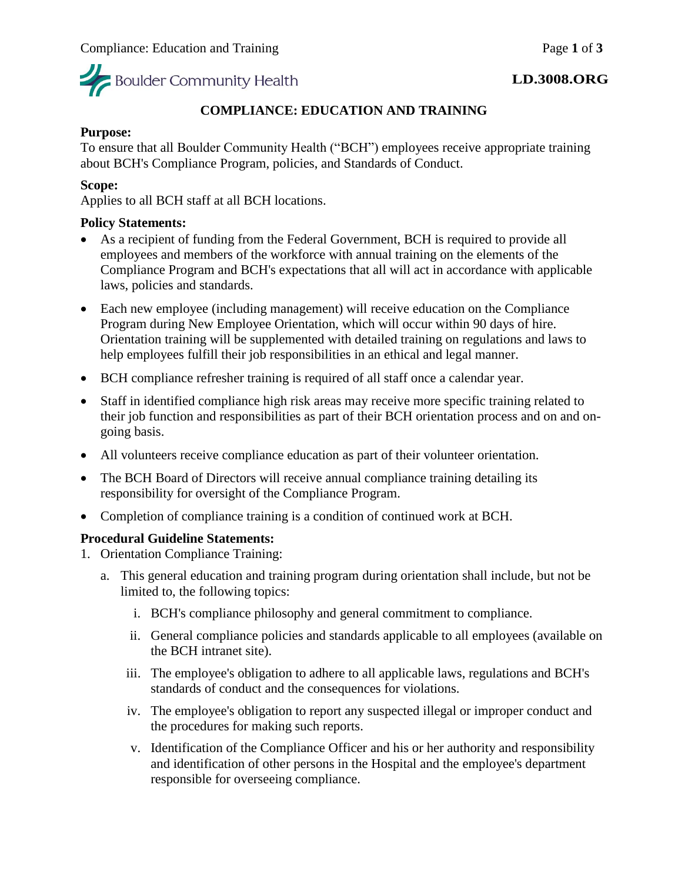**LD.3008.ORG**

# COMPLIANCE: EDUCATION AND TRAINING

**Purpose:**
To ensure that all Boulder Community Health ("BCH") employees receive appropriate training about BCH's Compliance Program, policies, and Standards of Conduct.

**Scope:**
Applies to all BCH staff at all BCH locations.

**Policy Statements:**

- As a recipient of funding from the Federal Government, BCH is required to provide all employees and members of the workforce with annual training on the elements of the Compliance Program and BCH's expectations that all will act in accordance with applicable laws, policies and standards.
- Each new employee (including management) will receive education on the Compliance Program during New Employee Orientation, which will occur within 90 days of hire. Orientation training will be supplemented with detailed training on regulations and laws to help employees fulfill their job responsibilities in an ethical and legal manner.
- BCH compliance refresher training is required of all staff once a calendar year.
- Staff in identified compliance high risk areas may receive more specific training related to their job function and responsibilities as part of their BCH orientation process and on and on-going basis.
- All volunteers receive compliance education as part of their volunteer orientation.
- The BCH Board of Directors will receive annual compliance training detailing its responsibility for oversight of the Compliance Program.
- Completion of compliance training is a condition of continued work at BCH.

**Procedural Guideline Statements:**

1. Orientation Compliance Training:
   a. This general education and training program during orientation shall include, but not be limited to, the following topics:
      i. BCH's compliance philosophy and general commitment to compliance.
      ii. General compliance policies and standards applicable to all employees (available on the BCH intranet site).
      iii. The employee's obligation to adhere to all applicable laws, regulations and BCH's standards of conduct and the consequences for violations.
      iv. The employee's obligation to report any suspected illegal or improper conduct and the procedures for making such reports.
      v. Identification of the Compliance Officer and his or her authority and responsibility and identification of other persons in the Hospital and the employee's department responsible for overseeing compliance.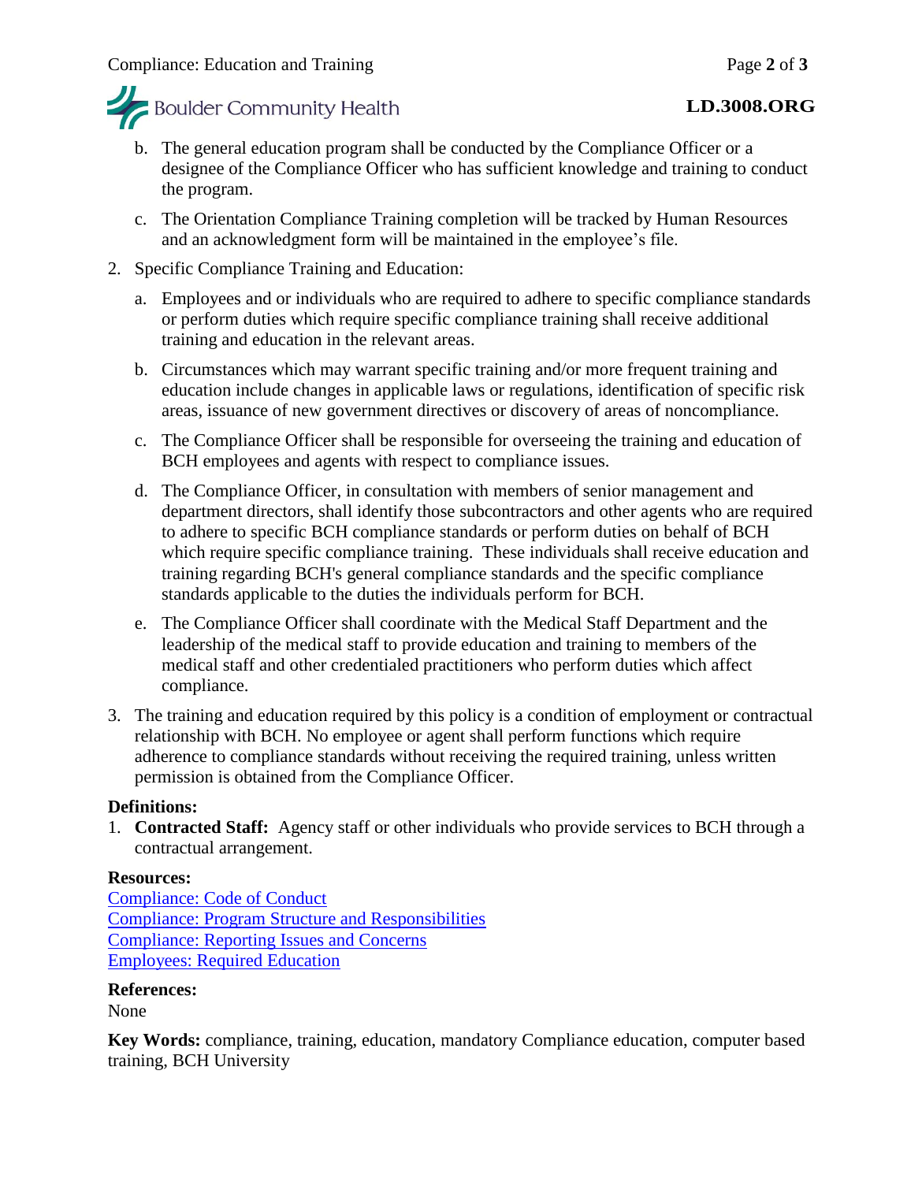b. The general education program shall be conducted by the Compliance Officer or a designee of the Compliance Officer who has sufficient knowledge and training to conduct the program.

c. The Orientation Compliance Training completion will be tracked by Human Resources and an acknowledgment form will be maintained in the employee's file.

2. Specific Compliance Training and Education:

   a. Employees and or individuals who are required to adhere to specific compliance standards or perform duties which require specific compliance training shall receive additional training and education in the relevant areas.

   b. Circumstances which may warrant specific training and/or more frequent training and education include changes in applicable laws or regulations, identification of specific risk areas, issuance of new government directives or discovery of areas of noncompliance.

   c. The Compliance Officer shall be responsible for overseeing the training and education of BCH employees and agents with respect to compliance issues.

   d. The Compliance Officer, in consultation with members of senior management and department directors, shall identify those subcontractors and other agents who are required to adhere to specific BCH compliance standards or perform duties on behalf of BCH which require specific compliance training. These individuals shall receive education and training regarding BCH's general compliance standards and the specific compliance standards applicable to the duties the individuals perform for BCH.

   e. The Compliance Officer shall coordinate with the Medical Staff Department and the leadership of the medical staff to provide education and training to members of the medical staff and other credentialed practitioners who perform duties which affect compliance.

3. The training and education required by this policy is a condition of employment or contractual relationship with BCH. No employee or agent shall perform functions which require adherence to compliance standards without receiving the required training, unless written permission is obtained from the Compliance Officer.

**Definitions:**

1. **Contracted Staff:** Agency staff or other individuals who provide services to BCH through a contractual arrangement.

**Resources:**

Compliance: Code of Conduct
Compliance: Program Structure and Responsibilities
Compliance: Reporting Issues and Concerns
Employees: Required Education

**References:**

None

**Key Words:** compliance, training, education, mandatory Compliance education, computer based training, BCH University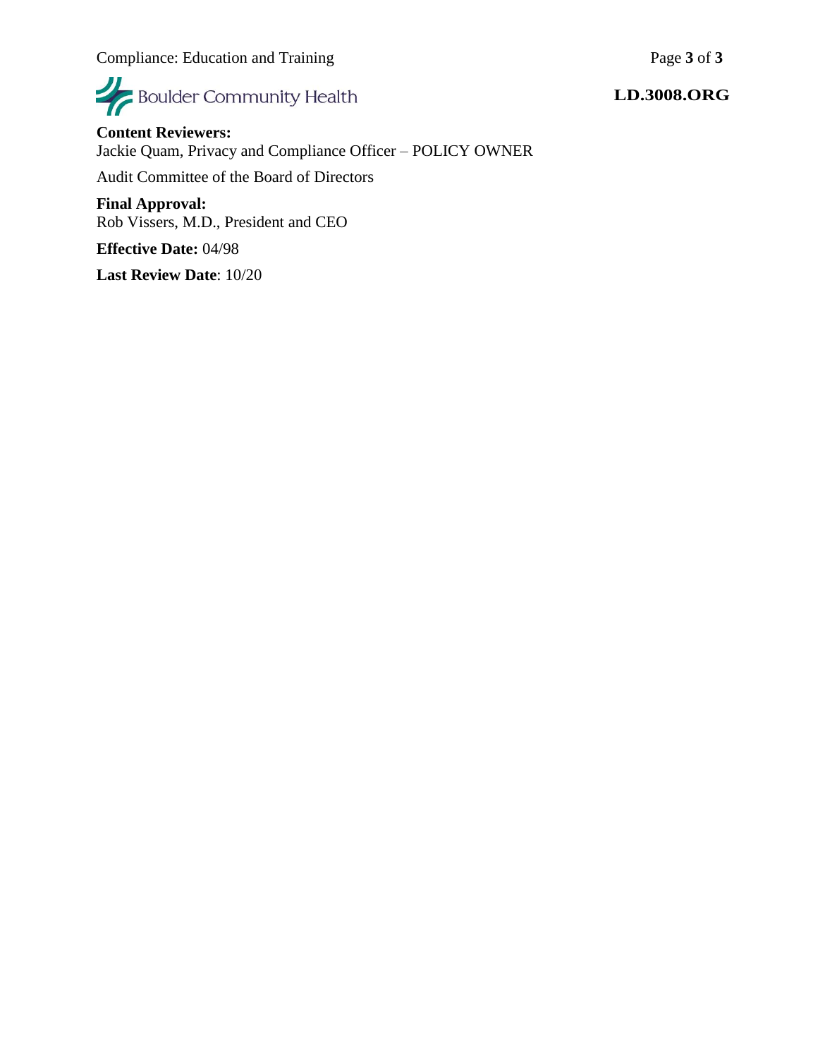**Content Reviewers:**
Jackie Quam, Privacy and Compliance Officer – POLICY OWNER

Audit Committee of the Board of Directors

**Final Approval:**
Rob Vissers, M.D., President and CEO

**Effective Date:** 04/98

**Last Review Date**: 10/20